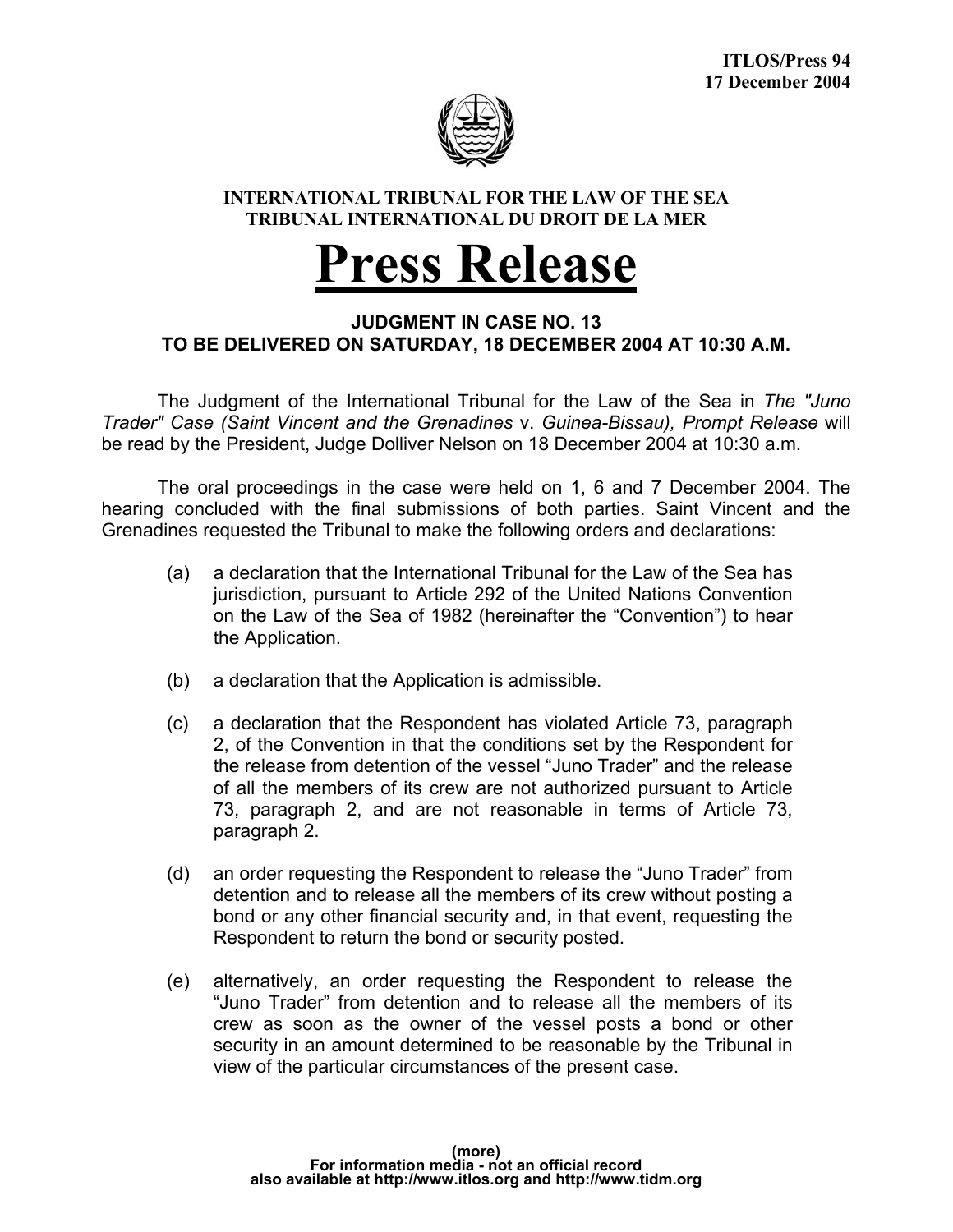ITLOS/Press 94
17 December 2004

**INTERNATIONAL TRIBUNAL FOR THE LAW OF THE SEA**
**TRIBUNAL INTERNATIONAL DU DROIT DE LA MER**

# Press Release

## JUDGMENT IN CASE NO. 13
## TO BE DELIVERED ON SATURDAY, 18 DECEMBER 2004 AT 10:30 A.M.

The Judgment of the International Tribunal for the Law of the Sea in *The "Juno Trader" Case (Saint Vincent and the Grenadines* v. *Guinea-Bissau), Prompt Release* will be read by the President, Judge Dolliver Nelson on 18 December 2004 at 10:30 a.m.

The oral proceedings in the case were held on 1, 6 and 7 December 2004. The hearing concluded with the final submissions of both parties. Saint Vincent and the Grenadines requested the Tribunal to make the following orders and declarations:

(a) a declaration that the International Tribunal for the Law of the Sea has jurisdiction, pursuant to Article 292 of the United Nations Convention on the Law of the Sea of 1982 (hereinafter the "Convention") to hear the Application.

(b) a declaration that the Application is admissible.

(c) a declaration that the Respondent has violated Article 73, paragraph 2, of the Convention in that the conditions set by the Respondent for the release from detention of the vessel "Juno Trader" and the release of all the members of its crew are not authorized pursuant to Article 73, paragraph 2, and are not reasonable in terms of Article 73, paragraph 2.

(d) an order requesting the Respondent to release the "Juno Trader" from detention and to release all the members of its crew without posting a bond or any other financial security and, in that event, requesting the Respondent to return the bond or security posted.

(e) alternatively, an order requesting the Respondent to release the "Juno Trader" from detention and to release all the members of its crew as soon as the owner of the vessel posts a bond or other security in an amount determined to be reasonable by the Tribunal in view of the particular circumstances of the present case.

(more)
For information media - not an official record
also available at http://www.itlos.org and http://www.tidm.org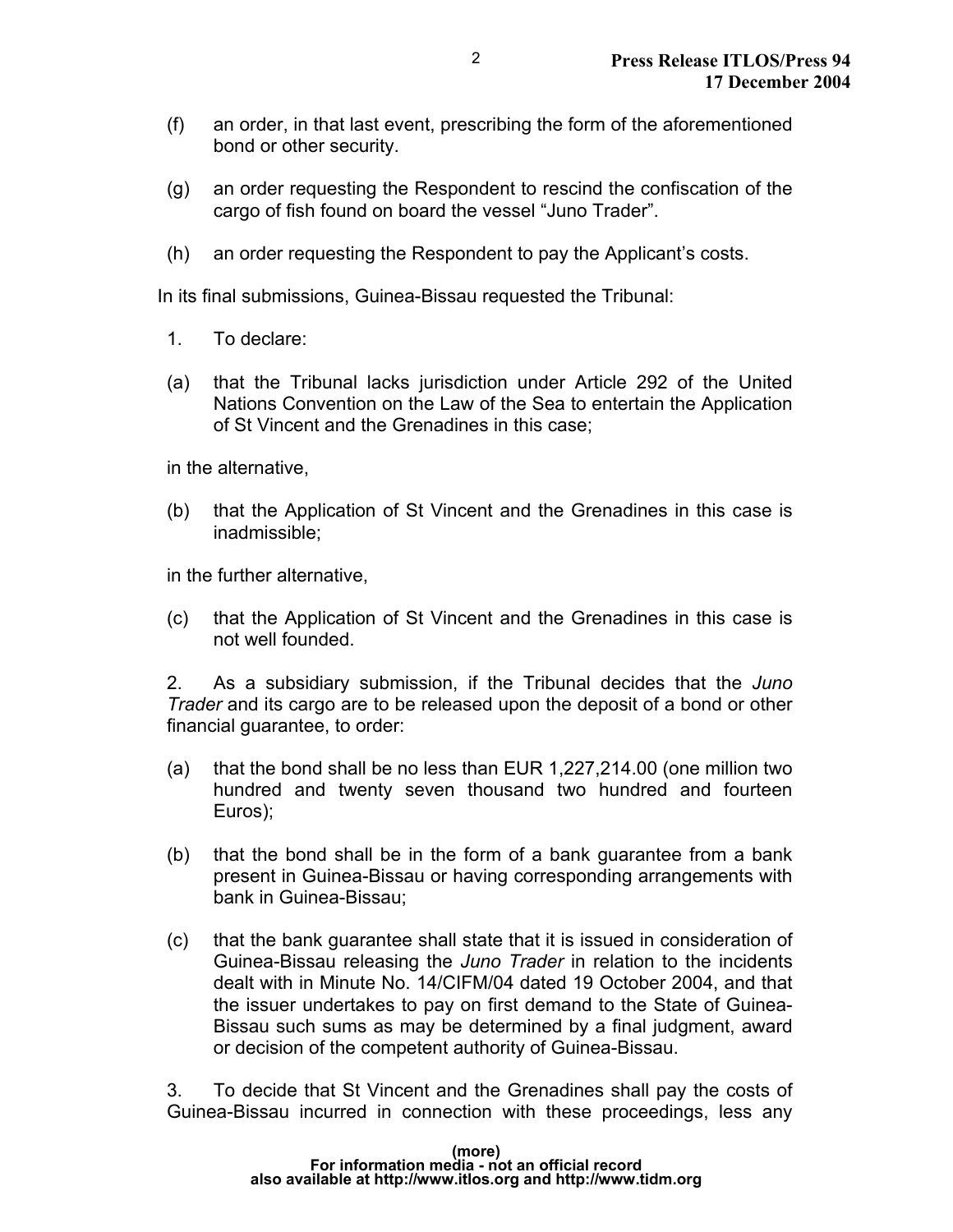(f) an order, in that last event, prescribing the form of the aforementioned bond or other security.

(g) an order requesting the Respondent to rescind the confiscation of the cargo of fish found on board the vessel "Juno Trader".

(h) an order requesting the Respondent to pay the Applicant's costs.

In its final submissions, Guinea-Bissau requested the Tribunal:

1. To declare:

(a) that the Tribunal lacks jurisdiction under Article 292 of the United Nations Convention on the Law of the Sea to entertain the Application of St Vincent and the Grenadines in this case;

in the alternative,

(b) that the Application of St Vincent and the Grenadines in this case is inadmissible;

in the further alternative,

(c) that the Application of St Vincent and the Grenadines in this case is not well founded.

2. As a subsidiary submission, if the Tribunal decides that the *Juno Trader* and its cargo are to be released upon the deposit of a bond or other financial guarantee, to order:

(a) that the bond shall be no less than EUR 1,227,214.00 (one million two hundred and twenty seven thousand two hundred and fourteen Euros);

(b) that the bond shall be in the form of a bank guarantee from a bank present in Guinea-Bissau or having corresponding arrangements with bank in Guinea-Bissau;

(c) that the bank guarantee shall state that it is issued in consideration of Guinea-Bissau releasing the *Juno Trader* in relation to the incidents dealt with in Minute No. 14/CIFM/04 dated 19 October 2004, and that the issuer undertakes to pay on first demand to the State of Guinea-Bissau such sums as may be determined by a final judgment, award or decision of the competent authority of Guinea-Bissau.

3. To decide that St Vincent and the Grenadines shall pay the costs of Guinea-Bissau incurred in connection with these proceedings, less any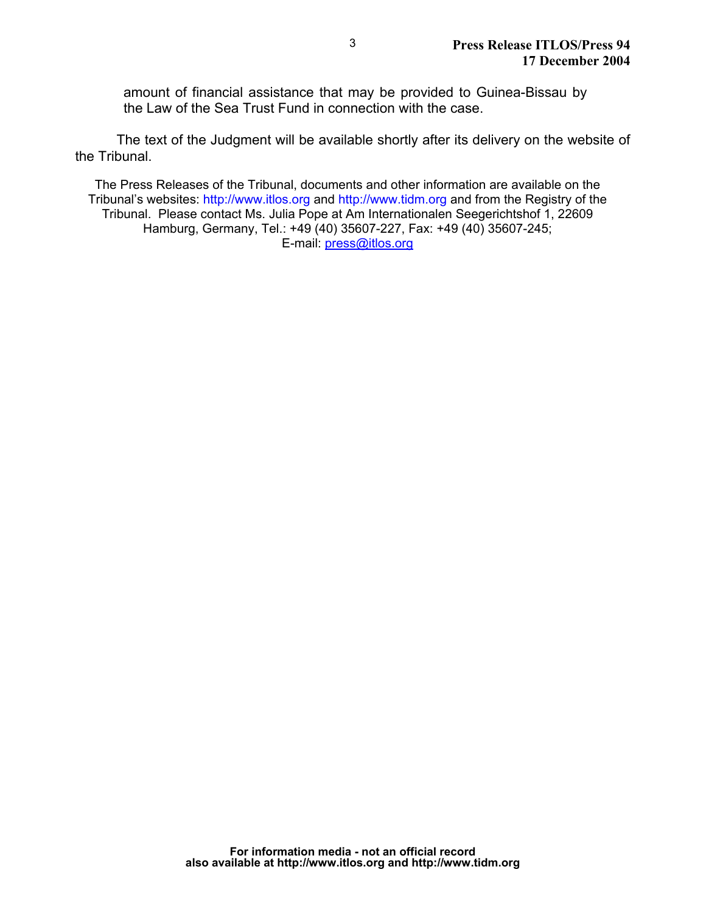amount of financial assistance that may be provided to Guinea-Bissau by the Law of the Sea Trust Fund in connection with the case.

The text of the Judgment will be available shortly after its delivery on the website of the Tribunal.

The Press Releases of the Tribunal, documents and other information are available on the Tribunal's websites: http://www.itlos.org and http://www.tidm.org and from the Registry of the Tribunal. Please contact Ms. Julia Pope at Am Internationalen Seegerichtshof 1, 22609 Hamburg, Germany, Tel.: +49 (40) 35607-227, Fax: +49 (40) 35607-245; E-mail: press@itlos.org